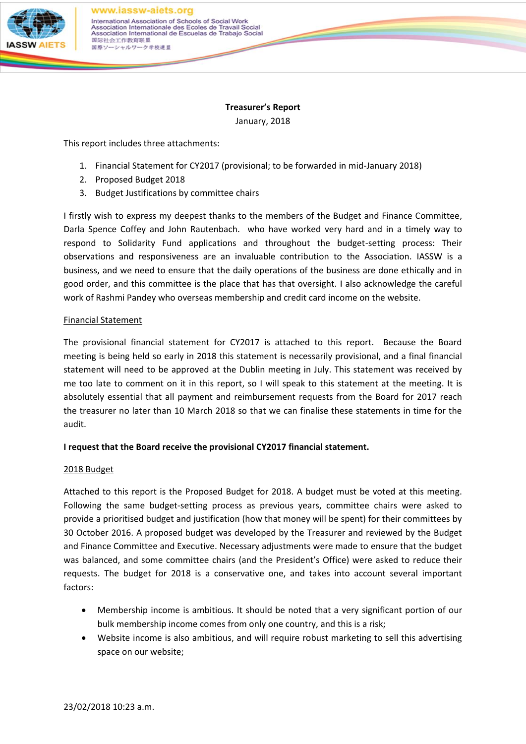**Treasurer's Report**
January, 2018

This report includes three attachments:

1. Financial Statement for CY2017 (provisional; to be forwarded in mid-January 2018)
2. Proposed Budget 2018
3. Budget Justifications by committee chairs

I firstly wish to express my deepest thanks to the members of the Budget and Finance Committee, Darla Spence Coffey and John Rautenbach. who have worked very hard and in a timely way to respond to Solidarity Fund applications and throughout the budget-setting process: Their observations and responsiveness are an invaluable contribution to the Association. IASSW is a business, and we need to ensure that the daily operations of the business are done ethically and in good order, and this committee is the place that has that oversight. I also acknowledge the careful work of Rashmi Pandey who overseas membership and credit card income on the website.

## Financial Statement

The provisional financial statement for CY2017 is attached to this report. Because the Board meeting is being held so early in 2018 this statement is necessarily provisional, and a final financial statement will need to be approved at the Dublin meeting in July. This statement was received by me too late to comment on it in this report, so I will speak to this statement at the meeting. It is absolutely essential that all payment and reimbursement requests from the Board for 2017 reach the treasurer no later than 10 March 2018 so that we can finalise these statements in time for the audit.

**I request that the Board receive the provisional CY2017 financial statement.**

## 2018 Budget

Attached to this report is the Proposed Budget for 2018. A budget must be voted at this meeting. Following the same budget-setting process as previous years, committee chairs were asked to provide a prioritised budget and justification (how that money will be spent) for their committees by 30 October 2016. A proposed budget was developed by the Treasurer and reviewed by the Budget and Finance Committee and Executive. Necessary adjustments were made to ensure that the budget was balanced, and some committee chairs (and the President's Office) were asked to reduce their requests. The budget for 2018 is a conservative one, and takes into account several important factors:

- Membership income is ambitious. It should be noted that a very significant portion of our bulk membership income comes from only one country, and this is a risk;
- Website income is also ambitious, and will require robust marketing to sell this advertising space on our website;

23/02/2018 10:23 a.m.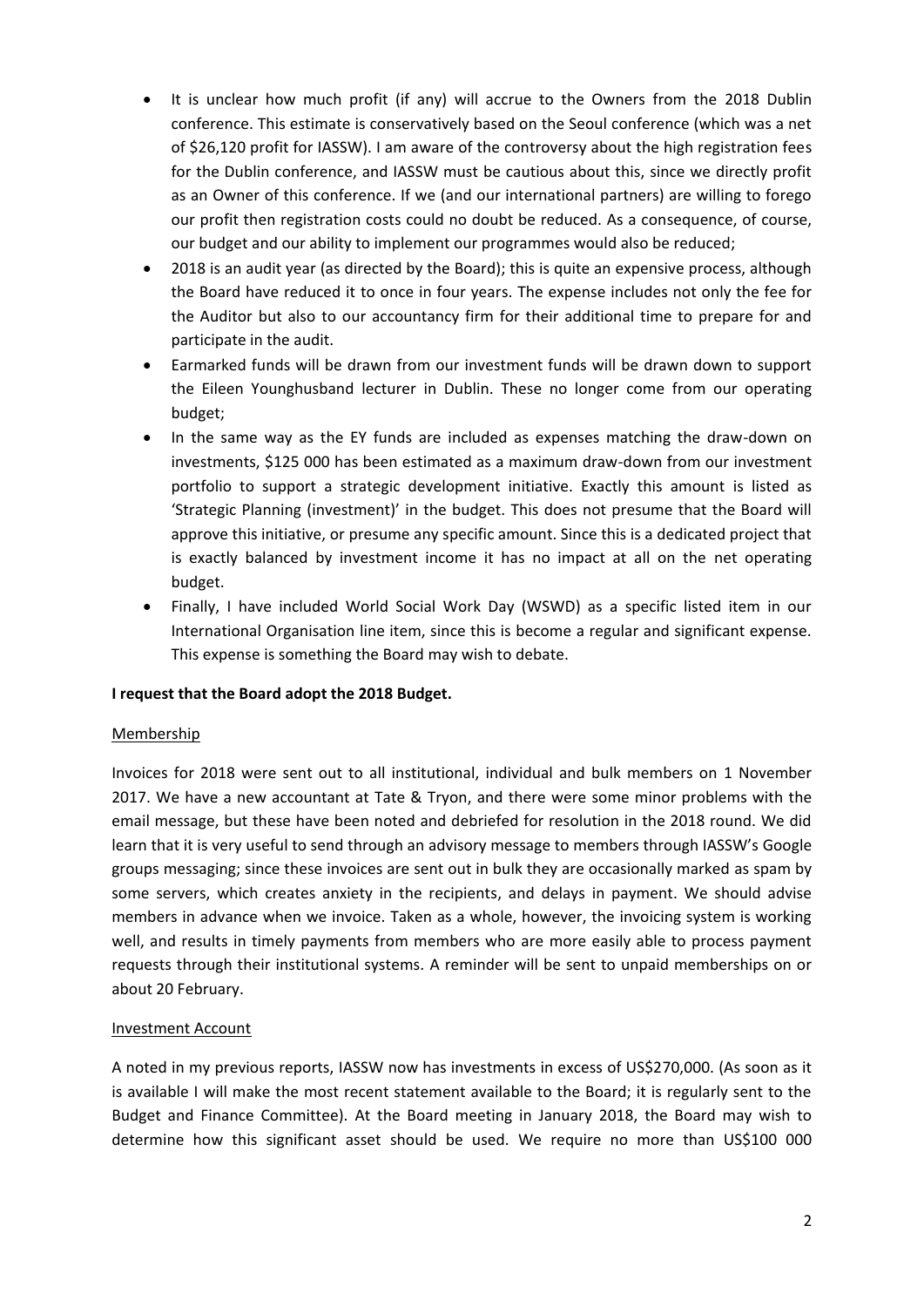- It is unclear how much profit (if any) will accrue to the Owners from the 2018 Dublin conference. This estimate is conservatively based on the Seoul conference (which was a net of $26,120 profit for IASSW). I am aware of the controversy about the high registration fees for the Dublin conference, and IASSW must be cautious about this, since we directly profit as an Owner of this conference. If we (and our international partners) are willing to forego our profit then registration costs could no doubt be reduced. As a consequence, of course, our budget and our ability to implement our programmes would also be reduced;
- 2018 is an audit year (as directed by the Board); this is quite an expensive process, although the Board have reduced it to once in four years. The expense includes not only the fee for the Auditor but also to our accountancy firm for their additional time to prepare for and participate in the audit.
- Earmarked funds will be drawn from our investment funds will be drawn down to support the Eileen Younghusband lecturer in Dublin. These no longer come from our operating budget;
- In the same way as the EY funds are included as expenses matching the draw-down on investments, $125 000 has been estimated as a maximum draw-down from our investment portfolio to support a strategic development initiative. Exactly this amount is listed as 'Strategic Planning (investment)' in the budget. This does not presume that the Board will approve this initiative, or presume any specific amount. Since this is a dedicated project that is exactly balanced by investment income it has no impact at all on the net operating budget.
- Finally, I have included World Social Work Day (WSWD) as a specific listed item in our International Organisation line item, since this is become a regular and significant expense. This expense is something the Board may wish to debate.

**I request that the Board adopt the 2018 Budget.**

<u>Membership</u>

Invoices for 2018 were sent out to all institutional, individual and bulk members on 1 November 2017. We have a new accountant at Tate & Tryon, and there were some minor problems with the email message, but these have been noted and debriefed for resolution in the 2018 round. We did learn that it is very useful to send through an advisory message to members through IASSW's Google groups messaging; since these invoices are sent out in bulk they are occasionally marked as spam by some servers, which creates anxiety in the recipients, and delays in payment. We should advise members in advance when we invoice. Taken as a whole, however, the invoicing system is working well, and results in timely payments from members who are more easily able to process payment requests through their institutional systems. A reminder will be sent to unpaid memberships on or about 20 February.

<u>Investment Account</u>

A noted in my previous reports, IASSW now has investments in excess of US$270,000. (As soon as it is available I will make the most recent statement available to the Board; it is regularly sent to the Budget and Finance Committee). At the Board meeting in January 2018, the Board may wish to determine how this significant asset should be used. We require no more than US$100 000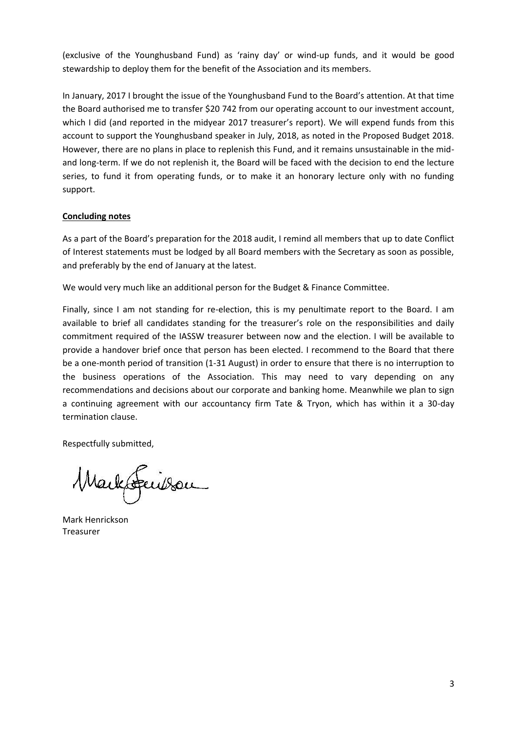(exclusive of the Younghusband Fund) as 'rainy day' or wind-up funds, and it would be good stewardship to deploy them for the benefit of the Association and its members.

In January, 2017 I brought the issue of the Younghusband Fund to the Board's attention. At that time the Board authorised me to transfer $20 742 from our operating account to our investment account, which I did (and reported in the midyear 2017 treasurer's report). We will expend funds from this account to support the Younghusband speaker in July, 2018, as noted in the Proposed Budget 2018. However, there are no plans in place to replenish this Fund, and it remains unsustainable in the mid- and long-term. If we do not replenish it, the Board will be faced with the decision to end the lecture series, to fund it from operating funds, or to make it an honorary lecture only with no funding support.

**Concluding notes**

As a part of the Board's preparation for the 2018 audit, I remind all members that up to date Conflict of Interest statements must be lodged by all Board members with the Secretary as soon as possible, and preferably by the end of January at the latest.

We would very much like an additional person for the Budget & Finance Committee.

Finally, since I am not standing for re-election, this is my penultimate report to the Board. I am available to brief all candidates standing for the treasurer's role on the responsibilities and daily commitment required of the IASSW treasurer between now and the election. I will be available to provide a handover brief once that person has been elected. I recommend to the Board that there be a one-month period of transition (1-31 August) in order to ensure that there is no interruption to the business operations of the Association. This may need to vary depending on any recommendations and decisions about our corporate and banking home. Meanwhile we plan to sign a continuing agreement with our accountancy firm Tate & Tryon, which has within it a 30-day termination clause.

Respectfully submitted,

Mark Henrickson
Treasurer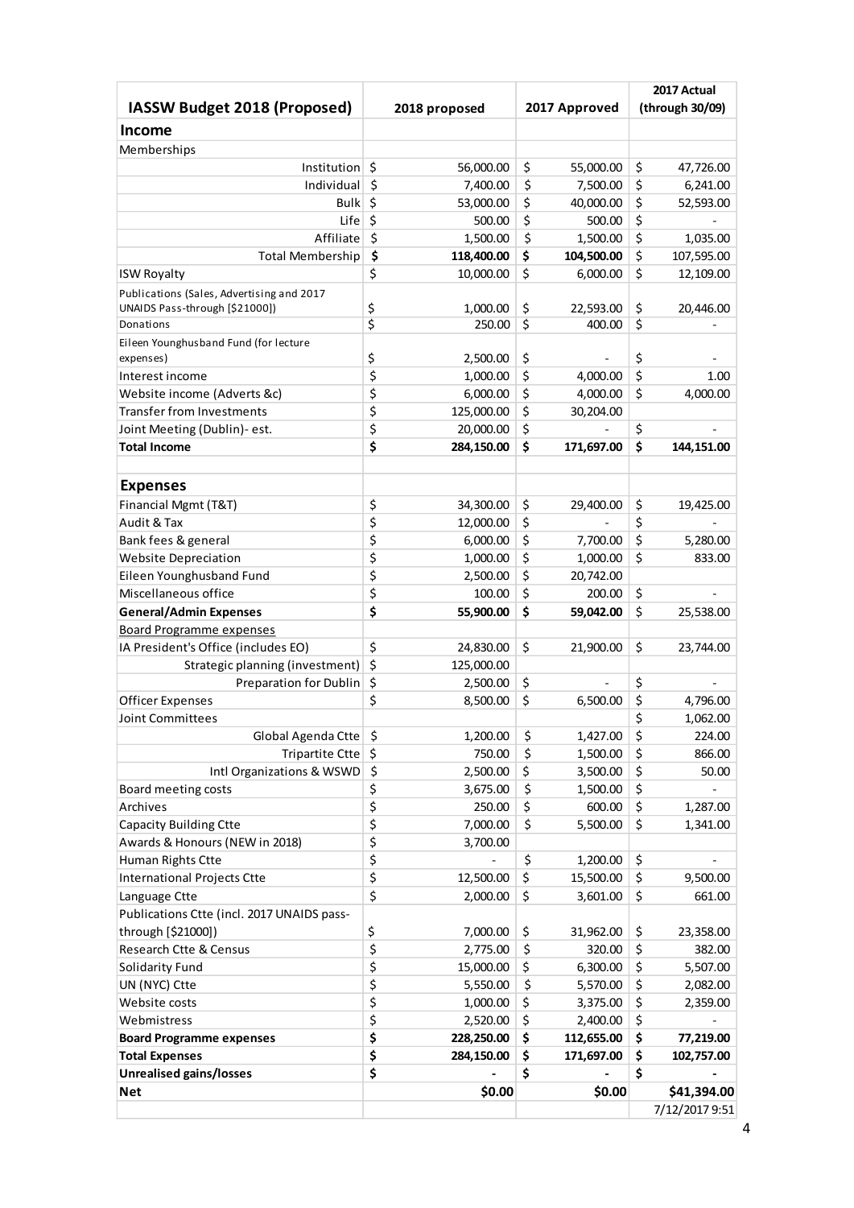| IASSW Budget 2018 (Proposed) | 2018 proposed | 2017 Approved | 2017 Actual (through 30/09) |
|---|---|---|---|
| **Income** | | | |
| Memberships | | | |
| Institution | $ 56,000.00 | $ 55,000.00 | $ 47,726.00 |
| Individual | $ 7,400.00 | $ 7,500.00 | $ 6,241.00 |
| Bulk | $ 53,000.00 | $ 40,000.00 | $ 52,593.00 |
| Life | $ 500.00 | $ 500.00 | $ - |
| Affiliate | $ 1,500.00 | $ 1,500.00 | $ 1,035.00 |
| Total Membership | **$ 118,400.00** | **$ 104,500.00** | $ 107,595.00 |
| ISW Royalty | $ 10,000.00 | $ 6,000.00 | $ 12,109.00 |
| Publications (Sales, Advertising and 2017 UNAIDS Pass-through [$21000]) | $ 1,000.00 | $ 22,593.00 | $ 20,446.00 |
| Donations | $ 250.00 | $ 400.00 | $ - |
| Eileen Younghusband Fund (for lecture expenses) | $ 2,500.00 | $ - | $ - |
| Interest income | $ 1,000.00 | $ 4,000.00 | $ 1.00 |
| Website income (Adverts &c) | $ 6,000.00 | $ 4,000.00 | $ 4,000.00 |
| Transfer from Investments | $ 125,000.00 | $ 30,204.00 | |
| Joint Meeting (Dublin)- est. | $ 20,000.00 | $ - | $ - |
| **Total Income** | **$ 284,150.00** | **$ 171,697.00** | **$ 144,151.00** |
| | | | |
| **Expenses** | | | |
| Financial Mgmt (T&T) | $ 34,300.00 | $ 29,400.00 | $ 19,425.00 |
| Audit & Tax | $ 12,000.00 | $ - | $ - |
| Bank fees & general | $ 6,000.00 | $ 7,700.00 | $ 5,280.00 |
| Website Depreciation | $ 1,000.00 | $ 1,000.00 | $ 833.00 |
| Eileen Younghusband Fund | $ 2,500.00 | $ 20,742.00 | |
| Miscellaneous office | $ 100.00 | $ 200.00 | $ - |
| **General/Admin Expenses** | **$ 55,900.00** | **$ 59,042.00** | $ 25,538.00 |
| Board Programme expenses | | | |
| IA President's Office (includes EO) | $ 24,830.00 | $ 21,900.00 | $ 23,744.00 |
| Strategic planning (investment) | $ 125,000.00 | | |
| Preparation for Dublin | $ 2,500.00 | $ - | $ - |
| Officer Expenses | $ 8,500.00 | $ 6,500.00 | $ 4,796.00 |
| Joint Committees | | | $ 1,062.00 |
| Global Agenda Ctte | $ 1,200.00 | $ 1,427.00 | $ 224.00 |
| Tripartite Ctte | $ 750.00 | $ 1,500.00 | $ 866.00 |
| Intl Organizations & WSWD | $ 2,500.00 | $ 3,500.00 | $ 50.00 |
| Board meeting costs | $ 3,675.00 | $ 1,500.00 | $ - |
| Archives | $ 250.00 | $ 600.00 | $ 1,287.00 |
| Capacity Building Ctte | $ 7,000.00 | $ 5,500.00 | $ 1,341.00 |
| Awards & Honours (NEW in 2018) | $ 3,700.00 | | |
| Human Rights Ctte | $ - | $ 1,200.00 | $ - |
| International Projects Ctte | $ 12,500.00 | $ 15,500.00 | $ 9,500.00 |
| Language Ctte | $ 2,000.00 | $ 3,601.00 | $ 661.00 |
| Publications Ctte (incl. 2017 UNAIDS pass-through [$21000]) | $ 7,000.00 | $ 31,962.00 | $ 23,358.00 |
| Research Ctte & Census | $ 2,775.00 | $ 320.00 | $ 382.00 |
| Solidarity Fund | $ 15,000.00 | $ 6,300.00 | $ 5,507.00 |
| UN (NYC) Ctte | $ 5,550.00 | $ 5,570.00 | $ 2,082.00 |
| Website costs | $ 1,000.00 | $ 3,375.00 | $ 2,359.00 |
| Webmistress | $ 2,520.00 | $ 2,400.00 | $ - |
| **Board Programme expenses** | **$ 228,250.00** | **$ 112,655.00** | **$ 77,219.00** |
| **Total Expenses** | **$ 284,150.00** | **$ 171,697.00** | **$ 102,757.00** |
| **Unrealised gains/losses** | **$ -** | **$ -** | **$ -** |
| **Net** | **$0.00** | **$0.00** | **$41,394.00** |
| | | | 7/12/2017 9:51 |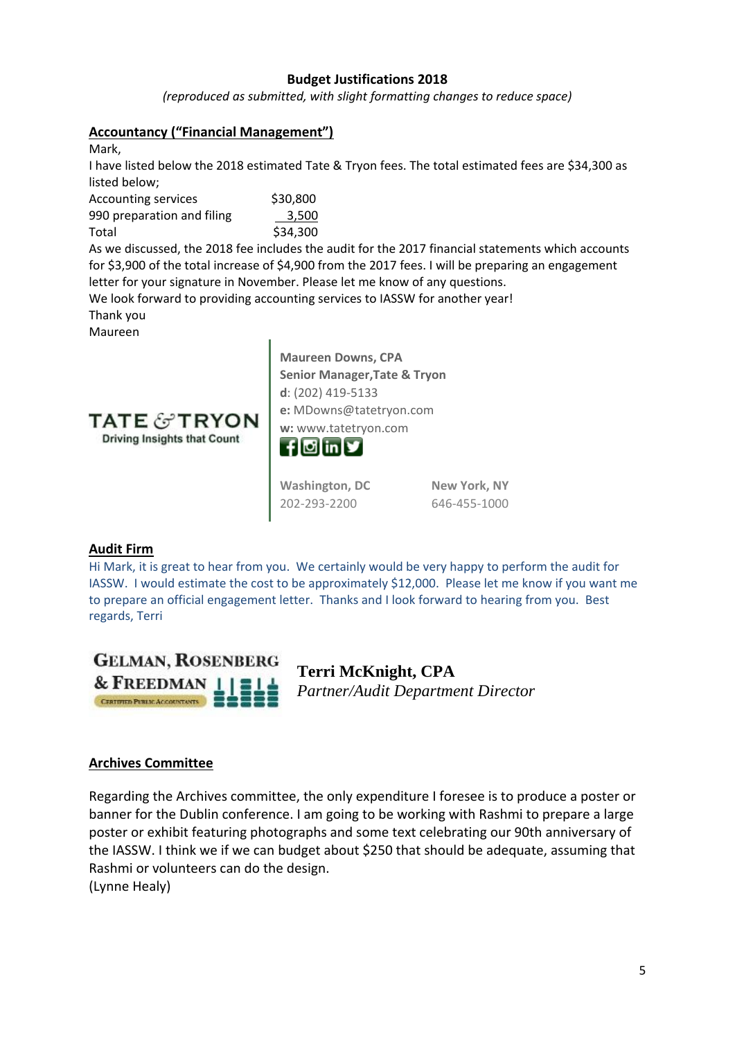**Budget Justifications 2018**

*(reproduced as submitted, with slight formatting changes to reduce space)*

## Accountancy ("Financial Management")

Mark,

I have listed below the 2018 estimated Tate & Tryon fees. The total estimated fees are $34,300 as listed below;

| | |
|---|---|
| Accounting services | $30,800 |
| 990 preparation and filing | 3,500 |
| Total | $34,300 |

As we discussed, the 2018 fee includes the audit for the 2017 financial statements which accounts for $3,900 of the total increase of $4,900 from the 2017 fees. I will be preparing an engagement letter for your signature in November. Please let me know of any questions.

We look forward to providing accounting services to IASSW for another year!

Thank you

Maureen

TATE & TRYON
Driving Insights that Count

**Maureen Downs, CPA**
**Senior Manager, Tate & Tryon**
**d**: (202) 419-5133
**e:** MDowns@tatetryon.com
**w:** www.tatetryon.com

Washington, DC 202-293-2200
New York, NY 646-455-1000

## Audit Firm

Hi Mark, it is great to hear from you. We certainly would be very happy to perform the audit for IASSW. I would estimate the cost to be approximately $12,000. Please let me know if you want me to prepare an official engagement letter. Thanks and I look forward to hearing from you. Best regards, Terri

GELMAN, ROSENBERG & FREEDMAN
CERTIFIED PUBLIC ACCOUNTANTS

**Terri McKnight, CPA**
*Partner/Audit Department Director*

## Archives Committee

Regarding the Archives committee, the only expenditure I foresee is to produce a poster or banner for the Dublin conference. I am going to be working with Rashmi to prepare a large poster or exhibit featuring photographs and some text celebrating our 90th anniversary of the IASSW. I think we if we can budget about $250 that should be adequate, assuming that Rashmi or volunteers can do the design.

(Lynne Healy)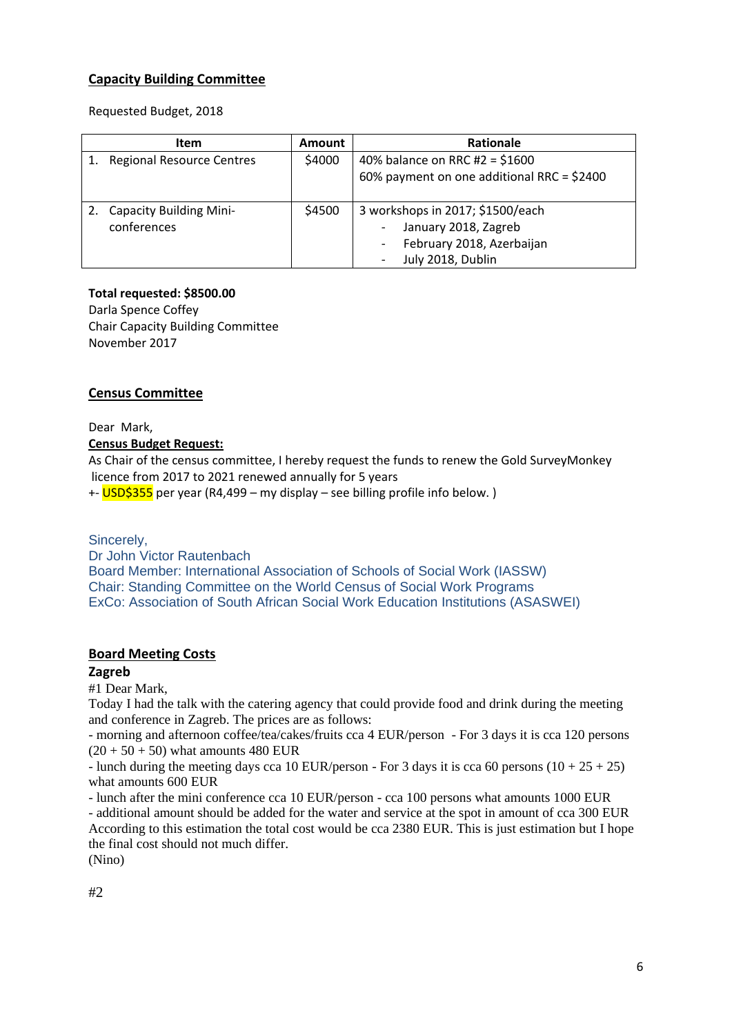## Capacity Building Committee

Requested Budget, 2018

| Item | Amount | Rationale |
|---|---|---|
| 1. Regional Resource Centres | $4000 | 40% balance on RRC #2 = $1600<br>60% payment on one additional RRC = $2400 |
| 2. Capacity Building Mini-conferences | $4500 | 3 workshops in 2017; $1500/each<br>- January 2018, Zagreb<br>- February 2018, Azerbaijan<br>- July 2018, Dublin |

**Total requested: $8500.00**
Darla Spence Coffey
Chair Capacity Building Committee
November 2017

## Census Committee

Dear Mark,

**Census Budget Request:**

As Chair of the census committee, I hereby request the funds to renew the Gold SurveyMonkey licence from 2017 to 2021 renewed annually for 5 years
+- USD$355 per year (R4,499 – my display – see billing profile info below. )

Sincerely,
Dr John Victor Rautenbach
Board Member: International Association of Schools of Social Work (IASSW)
Chair: Standing Committee on the World Census of Social Work Programs
ExCo: Association of South African Social Work Education Institutions (ASASWEI)

## Board Meeting Costs

### Zagreb

#1 Dear Mark,

Today I had the talk with the catering agency that could provide food and drink during the meeting and conference in Zagreb. The prices are as follows:

- morning and afternoon coffee/tea/cakes/fruits cca 4 EUR/person - For 3 days it is cca 120 persons (20 + 50 + 50) what amounts 480 EUR
- lunch during the meeting days cca 10 EUR/person - For 3 days it is cca 60 persons (10 + 25 + 25) what amounts 600 EUR
- lunch after the mini conference cca 10 EUR/person - cca 100 persons what amounts 1000 EUR
- additional amount should be added for the water and service at the spot in amount of cca 300 EUR

According to this estimation the total cost would be cca 2380 EUR. This is just estimation but I hope the final cost should not much differ.
(Nino)

#2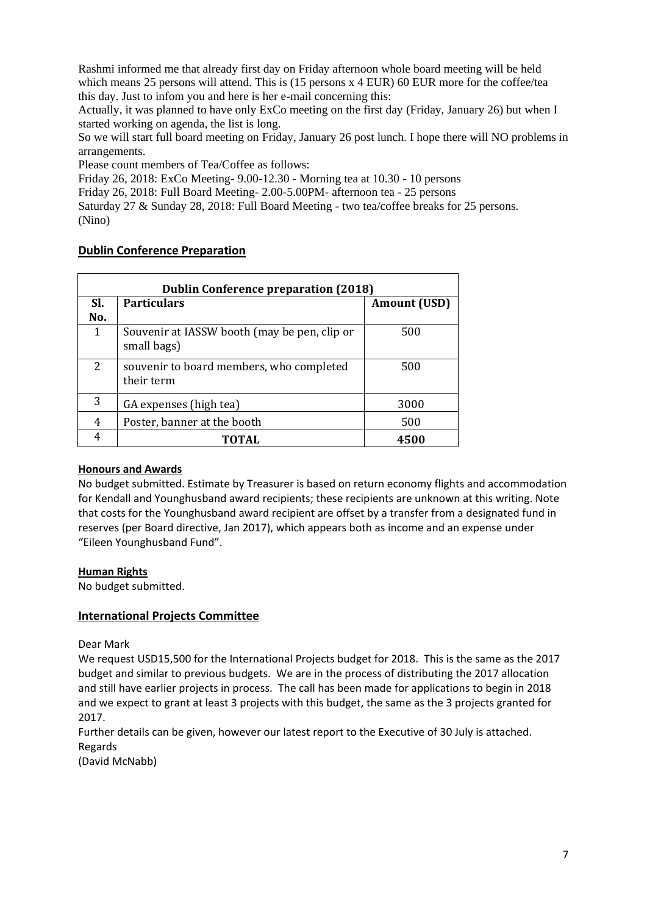Rashmi informed me that already first day on Friday afternoon whole board meeting will be held which means 25 persons will attend. This is (15 persons x 4 EUR) 60 EUR more for the coffee/tea this day. Just to infom you and here is her e-mail concerning this:

Actually, it was planned to have only ExCo meeting on the first day (Friday, January 26) but when I started working on agenda, the list is long.

So we will start full board meeting on Friday, January 26 post lunch. I hope there will NO problems in arrangements.

Please count members of Tea/Coffee as follows:

Friday 26, 2018: ExCo Meeting- 9.00-12.30 - Morning tea at 10.30 - 10 persons

Friday 26, 2018: Full Board Meeting- 2.00-5.00PM- afternoon tea - 25 persons

Saturday 27 & Sunday 28, 2018: Full Board Meeting - two tea/coffee breaks for 25 persons.

(Nino)

## Dublin Conference Preparation

| Dublin Conference preparation (2018) | | |
|---|---|---|
| **Sl. No.** | **Particulars** | **Amount (USD)** |
| 1 | Souvenir at IASSW booth (may be pen, clip or small bags) | 500 |
| 2 | souvenir to board members, who completed their term | 500 |
| 3 | GA expenses (high tea) | 3000 |
| 4 | Poster, banner at the booth | 500 |
| 4 | **TOTAL** | **4500** |

### Honours and Awards

No budget submitted. Estimate by Treasurer is based on return economy flights and accommodation for Kendall and Younghusband award recipients; these recipients are unknown at this writing. Note that costs for the Younghusband award recipient are offset by a transfer from a designated fund in reserves (per Board directive, Jan 2017), which appears both as income and an expense under "Eileen Younghusband Fund".

### Human Rights

No budget submitted.

## International Projects Committee

Dear Mark

We request USD15,500 for the International Projects budget for 2018. This is the same as the 2017 budget and similar to previous budgets. We are in the process of distributing the 2017 allocation and still have earlier projects in process. The call has been made for applications to begin in 2018 and we expect to grant at least 3 projects with this budget, the same as the 3 projects granted for 2017.

Further details can be given, however our latest report to the Executive of 30 July is attached.

Regards

(David McNabb)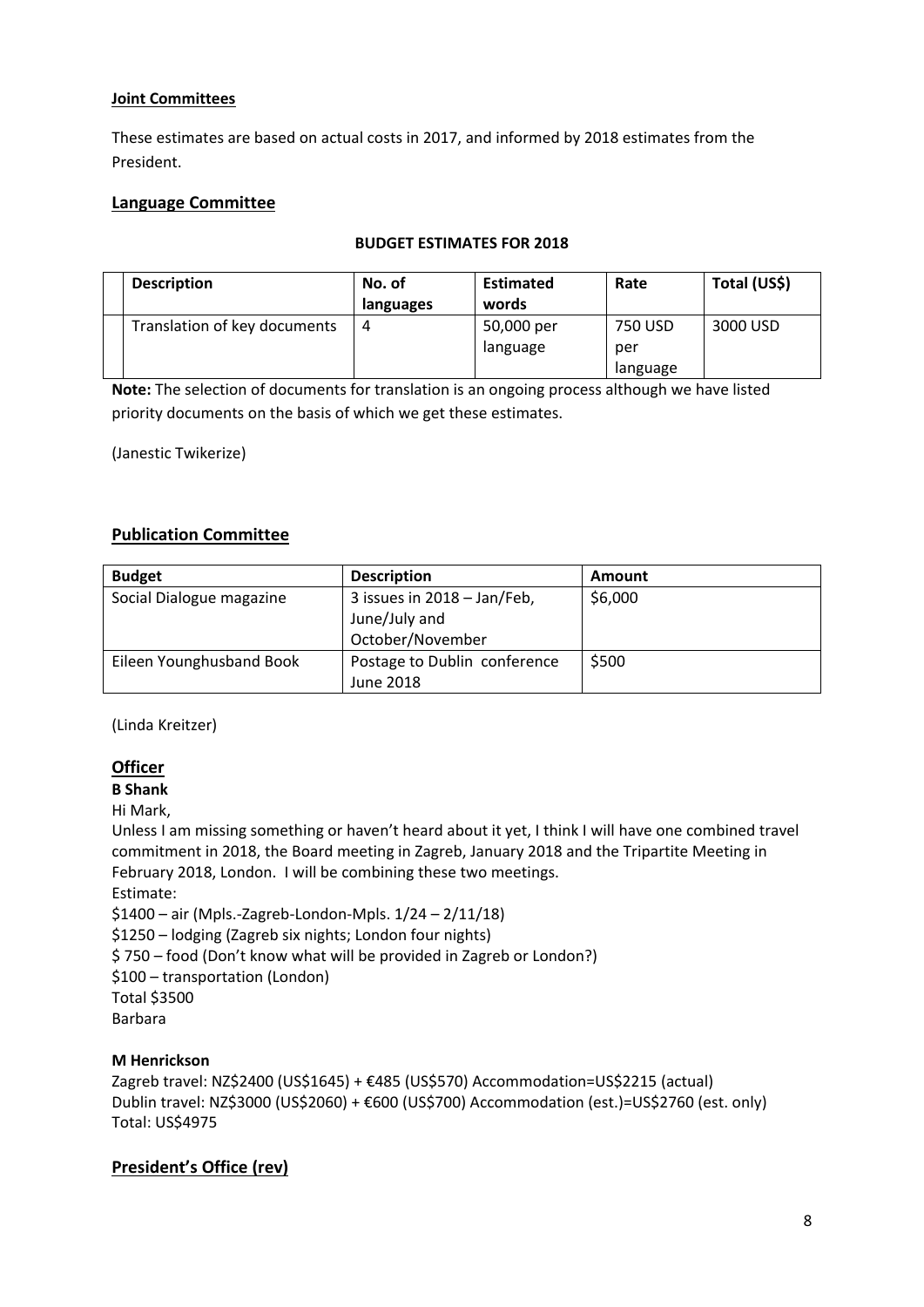**Joint Committees**

These estimates are based on actual costs in 2017, and informed by 2018 estimates from the President.

## Language Committee

**BUDGET ESTIMATES FOR 2018**

| Description | No. of languages | Estimated words | Rate | Total (US$) |
|---|---|---|---|---|
| Translation of key documents | 4 | 50,000 per language | 750 USD per language | 3000 USD |

**Note:** The selection of documents for translation is an ongoing process although we have listed priority documents on the basis of which we get these estimates.

(Janestic Twikerize)

## Publication Committee

| Budget | Description | Amount |
|---|---|---|
| Social Dialogue magazine | 3 issues in 2018 – Jan/Feb, June/July and October/November | $6,000 |
| Eileen Younghusband Book | Postage to Dublin conference June 2018 | $500 |

(Linda Kreitzer)

## Officer

**B Shank**

Hi Mark,

Unless I am missing something or haven't heard about it yet, I think I will have one combined travel commitment in 2018, the Board meeting in Zagreb, January 2018 and the Tripartite Meeting in February 2018, London. I will be combining these two meetings.

Estimate:

$1400 – air (Mpls.-Zagreb-London-Mpls. 1/24 – 2/11/18)

$1250 – lodging (Zagreb six nights; London four nights)

$ 750 – food (Don't know what will be provided in Zagreb or London?)

$100 – transportation (London)

Total $3500

Barbara

**M Henrickson**

Zagreb travel: NZ$2400 (US$1645) + €485 (US$570) Accommodation=US$2215 (actual)

Dublin travel: NZ$3000 (US$2060) + €600 (US$700) Accommodation (est.)=US$2760 (est. only)

Total: US$4975

## President's Office (rev)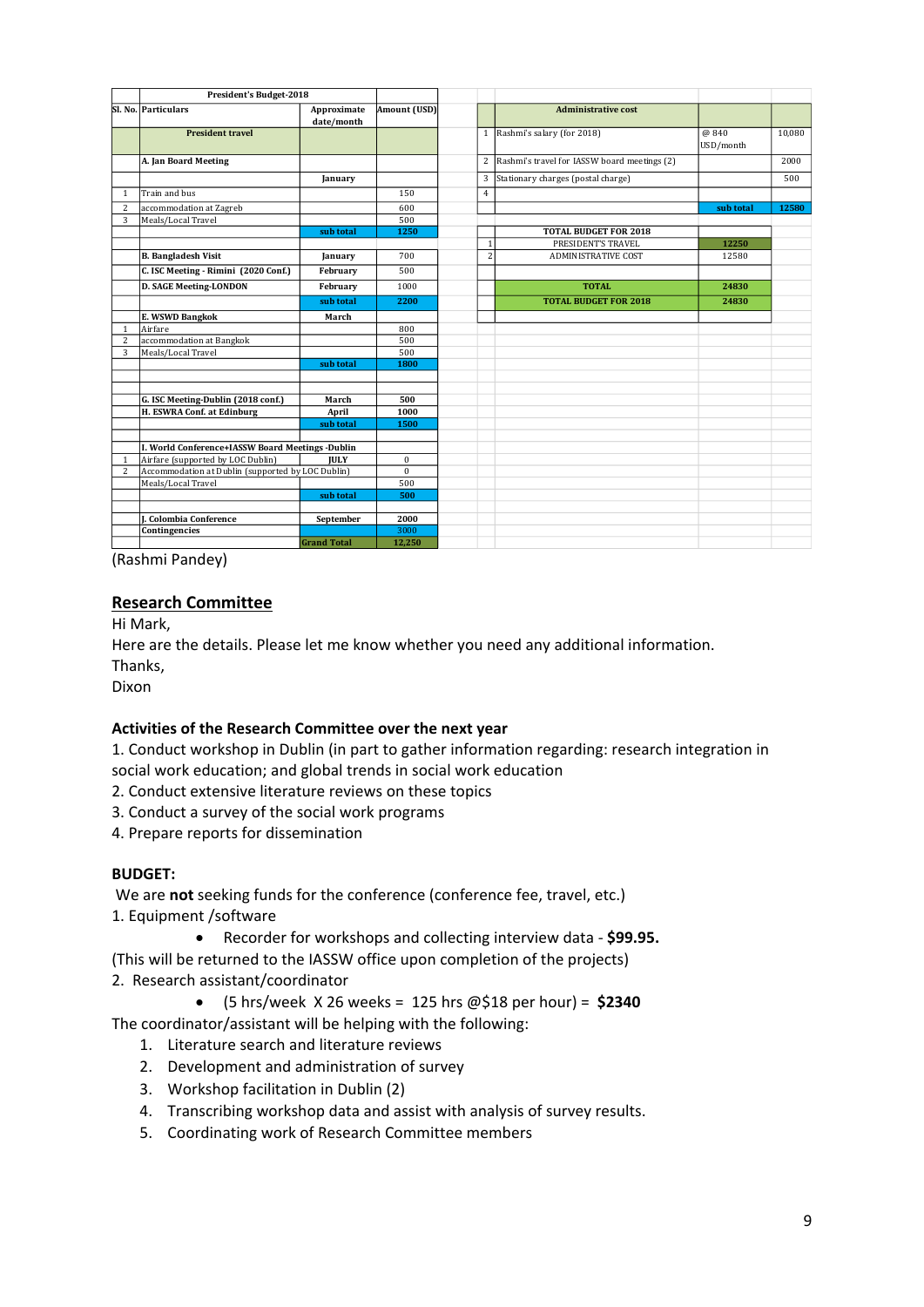| Sl. No. | Particulars | Approximate date/month | Amount (USD) |
|---|---|---|---|
| | **President's Budget-2018** | | |
| | **President travel** | | |
| | **A. Jan Board Meeting** | | |
| | | **January** | |
| 1 | Train and bus | | 150 |
| 2 | accommodation at Zagreb | | 600 |
| 3 | Meals/Local Travel | | 500 |
| | | **sub total** | **1250** |
| | **B. Bangladesh Visit** | **January** | 700 |
| | **C. ISC Meeting - Rimini (2020 Conf.)** | **February** | 500 |
| | **D. SAGE Meeting-LONDON** | **February** | 1000 |
| | | **sub total** | **2200** |
| | **E. WSWD Bangkok** | **March** | |
| 1 | Airfare | | 800 |
| 2 | accommodation at Bangkok | | 500 |
| 3 | Meals/Local Travel | | 500 |
| | | **sub total** | **1800** |
| | **G. ISC Meeting-Dublin (2018 conf.)** | **March** | **500** |
| | **H. ESWRA Conf. at Edinburg** | **April** | **1000** |
| | | **sub total** | **1500** |
| | **I. World Conference+IASSW Board Meetings -Dublin** | | |
| 1 | Airfare (supported by LOC Dublin) | **JULY** | 0 |
| 2 | Accommodation at Dublin (supported by LOC Dublin) | | 0 |
| | Meals/Local Travel | | 500 |
| | | **sub total** | **500** |
| | **J. Colombia Conference** | **September** | **2000** |
| | **Contingencies** | | 3000 |
| | | **Grand Total** | **12,250** |

| | Administrative cost | | |
|---|---|---|---|
| 1 | Rashmi's salary (for 2018) | @ 840 USD/month | 10,080 |
| 2 | Rashmi's travel for IASSW board meetings (2) | | 2000 |
| 3 | Stationary charges (postal charge) | | 500 |
| 4 | | | |
| | | **sub total** | **12580** |

| | TOTAL BUDGET FOR 2018 | |
|---|---|---|
| 1 | PRESIDENT'S TRAVEL | **12250** |
| 2 | ADMINISTRATIVE COST | 12580 |
| | **TOTAL** | **24830** |
| | **TOTAL BUDGET FOR 2018** | **24830** |

(Rashmi Pandey)

## Research Committee

Hi Mark,

Here are the details. Please let me know whether you need any additional information.

Thanks,

Dixon

### Activities of the Research Committee over the next year

1. Conduct workshop in Dublin (in part to gather information regarding: research integration in social work education; and global trends in social work education
2. Conduct extensive literature reviews on these topics
3. Conduct a survey of the social work programs
4. Prepare reports for dissemination

### BUDGET:

We are **not** seeking funds for the conference (conference fee, travel, etc.)

1. Equipment /software
   - Recorder for workshops and collecting interview data - **$99.95.**

(This will be returned to the IASSW office upon completion of the projects)

2. Research assistant/coordinator
   - (5 hrs/week X 26 weeks = 125 hrs @$18 per hour) = **$2340**

The coordinator/assistant will be helping with the following:

1. Literature search and literature reviews
2. Development and administration of survey
3. Workshop facilitation in Dublin (2)
4. Transcribing workshop data and assist with analysis of survey results.
5. Coordinating work of Research Committee members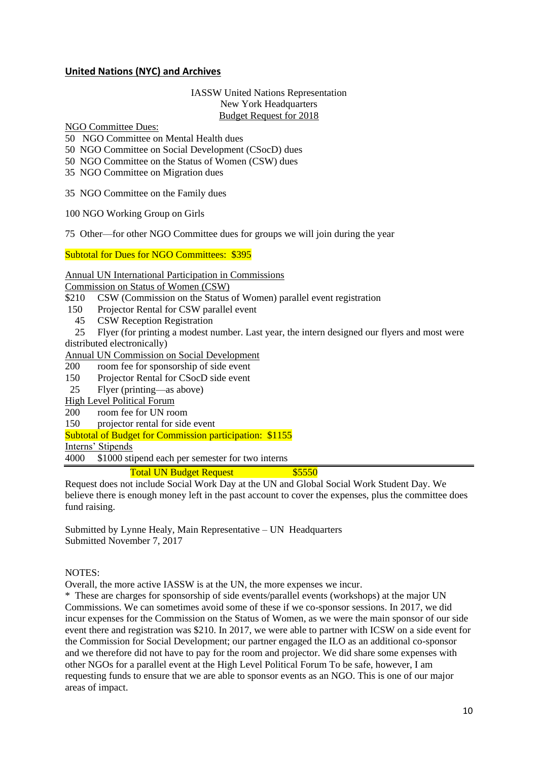## United Nations (NYC) and Archives

IASSW United Nations Representation
New York Headquarters
Budget Request for 2018

NGO Committee Dues:

50 NGO Committee on Mental Health dues
50 NGO Committee on Social Development (CSocD) dues
50 NGO Committee on the Status of Women (CSW) dues
35 NGO Committee on Migration dues

35 NGO Committee on the Family dues

100 NGO Working Group on Girls

75 Other—for other NGO Committee dues for groups we will join during the year

Subtotal for Dues for NGO Committees: $395

Annual UN International Participation in Commissions

Commission on Status of Women (CSW)

$210 CSW (Commission on the Status of Women) parallel event registration
150 Projector Rental for CSW parallel event
45 CSW Reception Registration
25 Flyer (for printing a modest number. Last year, the intern designed our flyers and most were distributed electronically)

Annual UN Commission on Social Development

200 room fee for sponsorship of side event
150 Projector Rental for CSocD side event
25 Flyer (printing—as above)

High Level Political Forum

200 room fee for UN room
150 projector rental for side event

Subtotal of Budget for Commission participation: $1155

Interns' Stipends

4000 $1000 stipend each per semester for two interns

Total UN Budget Request $5550

Request does not include Social Work Day at the UN and Global Social Work Student Day. We believe there is enough money left in the past account to cover the expenses, plus the committee does fund raising.

Submitted by Lynne Healy, Main Representative – UN Headquarters
Submitted November 7, 2017

NOTES:

Overall, the more active IASSW is at the UN, the more expenses we incur.

* These are charges for sponsorship of side events/parallel events (workshops) at the major UN Commissions. We can sometimes avoid some of these if we co-sponsor sessions. In 2017, we did incur expenses for the Commission on the Status of Women, as we were the main sponsor of our side event there and registration was $210. In 2017, we were able to partner with ICSW on a side event for the Commission for Social Development; our partner engaged the ILO as an additional co-sponsor and we therefore did not have to pay for the room and projector. We did share some expenses with other NGOs for a parallel event at the High Level Political Forum To be safe, however, I am requesting funds to ensure that we are able to sponsor events as an NGO. This is one of our major areas of impact.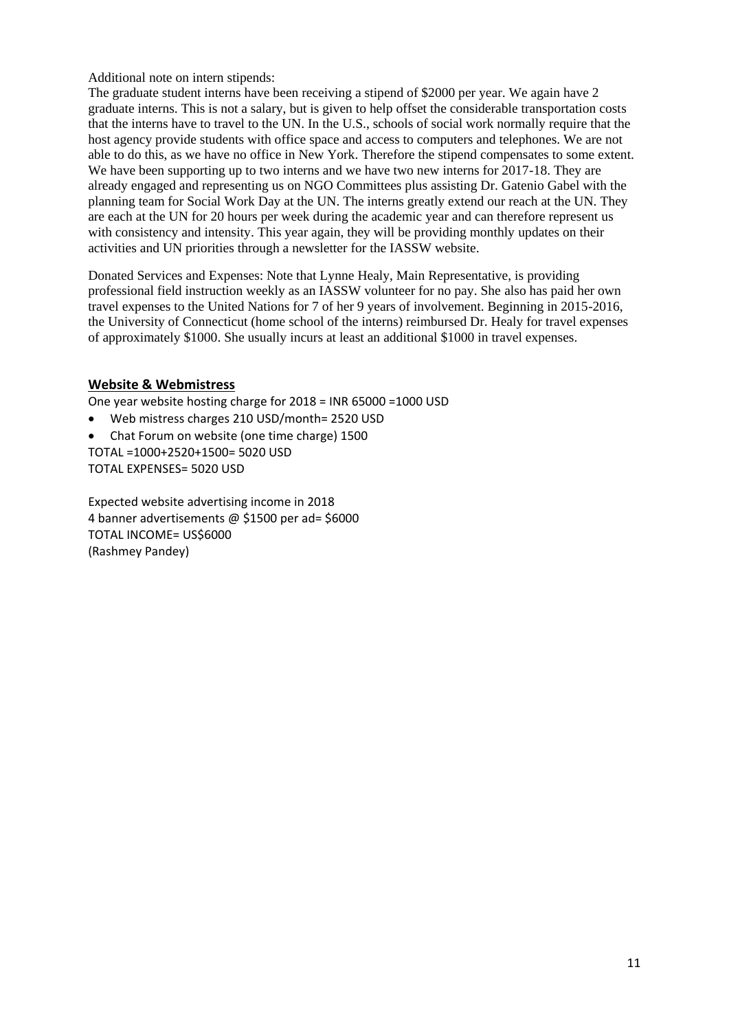Additional note on intern stipends:
The graduate student interns have been receiving a stipend of $2000 per year. We again have 2 graduate interns. This is not a salary, but is given to help offset the considerable transportation costs that the interns have to travel to the UN. In the U.S., schools of social work normally require that the host agency provide students with office space and access to computers and telephones. We are not able to do this, as we have no office in New York. Therefore the stipend compensates to some extent. We have been supporting up to two interns and we have two new interns for 2017-18. They are already engaged and representing us on NGO Committees plus assisting Dr. Gatenio Gabel with the planning team for Social Work Day at the UN. The interns greatly extend our reach at the UN. They are each at the UN for 20 hours per week during the academic year and can therefore represent us with consistency and intensity. This year again, they will be providing monthly updates on their activities and UN priorities through a newsletter for the IASSW website.

Donated Services and Expenses: Note that Lynne Healy, Main Representative, is providing professional field instruction weekly as an IASSW volunteer for no pay. She also has paid her own travel expenses to the United Nations for 7 of her 9 years of involvement. Beginning in 2015-2016, the University of Connecticut (home school of the interns) reimbursed Dr. Healy for travel expenses of approximately $1000. She usually incurs at least an additional $1000 in travel expenses.

## Website & Webmistress

One year website hosting charge for 2018 = INR 65000 =1000 USD

- Web mistress charges 210 USD/month= 2520 USD
- Chat Forum on website (one time charge) 1500

TOTAL =1000+2520+1500= 5020 USD
TOTAL EXPENSES= 5020 USD

Expected website advertising income in 2018
4 banner advertisements @ $1500 per ad= $6000
TOTAL INCOME= US$6000
(Rashmey Pandey)